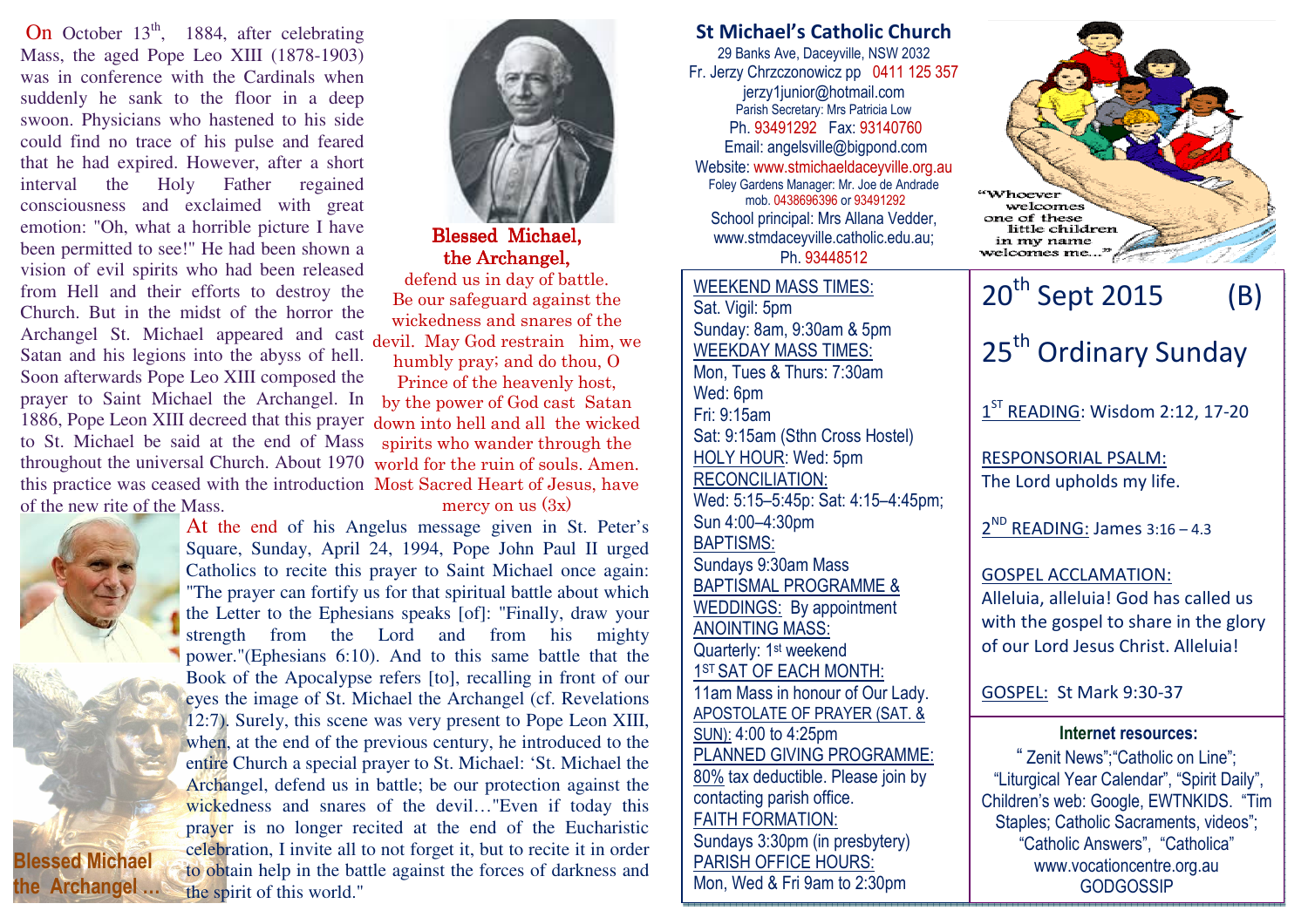On October 13th, 1884, after celebrating Mass, the aged Pope Leo XIII (1878-1903) was in conference with the Cardinals when suddenly he sank to the floor in a deep swoon. Physicians who hastened to his side could find no trace of his pulse and feared that he had expired. However, after a short interval the Holy Father regained consciousness and exclaimed with great emotion: "Oh, what a horrible picture I have been permitted to see!" He had been shown a vision of evil spirits who had been released from Hell and their efforts to destroy the Church. But in the midst of the horror the Archangel St. Michael appeared and cast Satan and his legions into the abyss of hell. Soon afterwards Pope Leo XIII composed the prayer to Saint Michael the Archangel. In 1886, Pope Leon XIII decreed that this prayer to St. Michael be said at the end of Mass throughout the universal Church. About 1970 this practice was ceased with the introduction of the new rite of the Mass.

**Blessed Michael, the Archangel,**
defend us in day of battle.
Be our safeguard against the wickedness and snares of the devil. May God restrain him, we humbly pray; and do thou, O Prince of the heavenly host, by the power of God cast Satan down into hell and all the wicked spirits who wander through the world for the ruin of souls. Amen.
Most Sacred Heart of Jesus, have mercy on us (3x)

At the end of his Angelus message given in St. Peter's Square, Sunday, April 24, 1994, Pope John Paul II urged Catholics to recite this prayer to Saint Michael once again: "The prayer can fortify us for that spiritual battle about which the Letter to the Ephesians speaks [of]: "Finally, draw your strength from the Lord and from his mighty power."(Ephesians 6:10). And to this same battle that the Book of the Apocalypse refers [to], recalling in front of our eyes the image of St. Michael the Archangel (cf. Revelations 12:7). Surely, this scene was very present to Pope Leon XIII, when, at the end of the previous century, he introduced to the entire Church a special prayer to St. Michael: 'St. Michael the Archangel, defend us in battle; be our protection against the wickedness and snares of the devil…"Even if today this prayer is no longer recited at the end of the Eucharistic celebration, I invite all to not forget it, but to recite it in order to obtain help in the battle against the forces of darkness and the spirit of this world."

Blessed Michael the Archangel …

# St Michael's Catholic Church

29 Banks Ave, Daceyville, NSW 2032
Fr. Jerzy Chrzczonowicz pp 0411 125 357
jerzy1junior@hotmail.com
Parish Secretary: Mrs Patricia Low
Ph. 93491292 Fax: 93140760
Email: angelsville@bigpond.com
Website: www.stmichaeldaceyville.org.au
Foley Gardens Manager: Mr. Joe de Andrade mob. 0438696396 or 93491292
School principal: Mrs Allana Vedder, www.stmdaceyville.catholic.edu.au; Ph. 93448512

"Whoever welcomes one of these little children in my name welcomes me…"

WEEKEND MASS TIMES:
Sat. Vigil: 5pm
Sunday: 8am, 9:30am & 5pm

WEEKDAY MASS TIMES:
Mon, Tues & Thurs: 7:30am
Wed: 6pm
Fri: 9:15am
Sat: 9:15am (Sthn Cross Hostel)

HOLY HOUR: Wed: 5pm

RECONCILIATION:
Wed: 5:15–5:45p: Sat: 4:15–4:45pm;
Sun 4:00–4:30pm

BAPTISMS:
Sundays 9:30am Mass

BAPTISMAL PROGRAMME & WEDDINGS: By appointment

ANOINTING MASS:
Quarterly: 1st weekend

1ST SAT OF EACH MONTH:
11am Mass in honour of Our Lady.

APOSTOLATE OF PRAYER (SAT. & SUN): 4:00 to 4:25pm

PLANNED GIVING PROGRAMME:
80% tax deductible. Please join by contacting parish office.

FAITH FORMATION:
Sundays 3:30pm (in presbytery)

PARISH OFFICE HOURS:
Mon, Wed & Fri 9am to 2:30pm

## 20th Sept 2015 (B)

## 25th Ordinary Sunday

1ST READING: Wisdom 2:12, 17-20

RESPONSORIAL PSALM:
The Lord upholds my life.

2ND READING: James 3:16 – 4.3

GOSPEL ACCLAMATION:
Alleluia, alleluia! God has called us with the gospel to share in the glory of our Lord Jesus Christ. Alleluia!

GOSPEL: St Mark 9:30-37

**Internet resources:**
" Zenit News";"Catholic on Line"; "Liturgical Year Calendar", "Spirit Daily", Children's web: Google, EWTNKIDS. "Tim Staples; Catholic Sacraments, videos"; "Catholic Answers", "Catholica"
www.vocationcentre.org.au
GODGOSSIP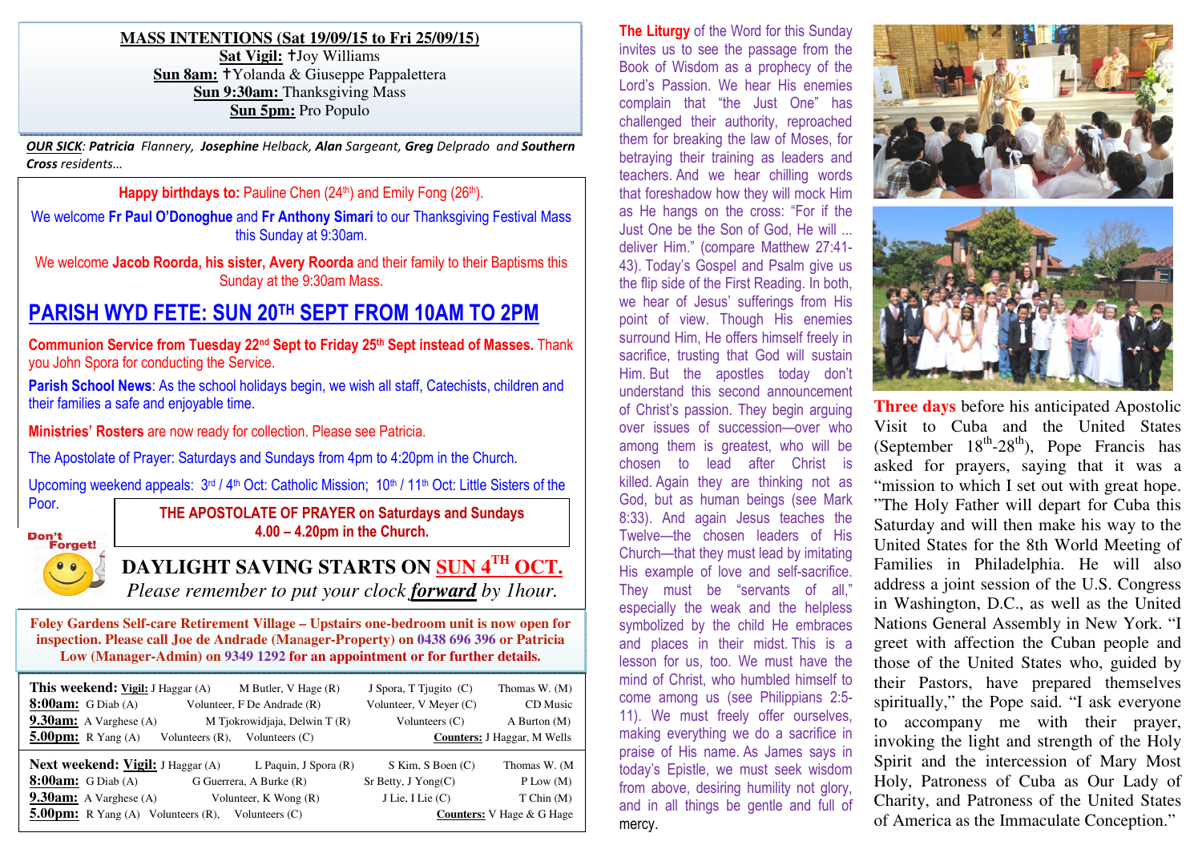**MASS INTENTIONS (Sat 19/09/15 to Fri 25/09/15)**

**Sat Vigil:** †Joy Williams
**Sun 8am:** †Yolanda & Giuseppe Pappalettera
**Sun 9:30am:** Thanksgiving Mass
**Sun 5pm:** Pro Populo

***OUR SICK**: **Patricia** Flannery, **Josephine** Helback, **Alan** Sargeant, **Greg** Delprado and **Southern Cross** residents…*

**Happy birthdays to:** Pauline Chen (24th) and Emily Fong (26th).

We welcome **Fr Paul O'Donoghue** and **Fr Anthony Simari** to our Thanksgiving Festival Mass this Sunday at 9:30am.

We welcome **Jacob Roorda, his sister, Avery Roorda** and their family to their Baptisms this Sunday at the 9:30am Mass.

## PARISH WYD FETE: SUN 20TH SEPT FROM 10AM TO 2PM

**Communion Service from Tuesday 22nd Sept to Friday 25th Sept instead of Masses.** Thank you John Spora for conducting the Service.

**Parish School News**: As the school holidays begin, we wish all staff, Catechists, children and their families a safe and enjoyable time.

**Ministries' Rosters** are now ready for collection. Please see Patricia.

The Apostolate of Prayer: Saturdays and Sundays from 4pm to 4:20pm in the Church.

Upcoming weekend appeals: 3rd / 4th Oct: Catholic Mission; 10th / 11th Oct: Little Sisters of the Poor.

**THE APOSTOLATE OF PRAYER on Saturdays and Sundays 4.00 – 4.20pm in the Church.**

Don't Forget!

**DAYLIGHT SAVING STARTS ON SUN 4TH OCT.**
*Please remember to put your clock **forward** by 1hour.*

**Foley Gardens Self-care Retirement Village – Upstairs one-bedroom unit is now open for inspection. Please call Joe de Andrade (Manager-Property) on 0438 696 396 or Patricia Low (Manager-Admin) on 9349 1292 for an appointment or for further details.**

| | | | | |
|---|---|---|---|---|
| **This weekend: Vigil:** | J Haggar (A) | M Butler, V Hage (R) | J Spora, T Tjugito (C) | Thomas W. (M) |
| **8:00am:** | G Diab (A) | Volunteer, F De Andrade (R) | Volunteer, V Meyer (C) | CD Music |
| **9.30am:** | A Varghese (A) | M Tjokrowidjaja, Delwin T (R) | Volunteers (C) | A Burton (M) |
| **5.00pm:** | R Yang (A) | Volunteers (R), | Volunteers (C) | **Counters:** J Haggar, M Wells |

| | | | | |
|---|---|---|---|---|
| **Next weekend: Vigil:** | J Haggar (A) | L Paquin, J Spora (R) | S Kim, S Boen (C) | Thomas W. (M |
| **8:00am:** | G Diab (A) | G Guerrera, A Burke (R) | Sr Betty, J Yong(C) | P Low (M) |
| **9.30am:** | A Varghese (A) | Volunteer, K Wong (R) | J Lie, I Lie (C) | T Chin (M) |
| **5.00pm:** | R Yang (A) | Volunteers (R), | Volunteers (C) | **Counters:** V Hage & G Hage |

**The Liturgy** of the Word for this Sunday invites us to see the passage from the Book of Wisdom as a prophecy of the Lord's Passion. We hear His enemies complain that "the Just One" has challenged their authority, reproached them for breaking the law of Moses, for betraying their training as leaders and teachers. And we hear chilling words that foreshadow how they will mock Him as He hangs on the cross: "For if the Just One be the Son of God, He will ... deliver Him." (compare Matthew 27:41-43). Today's Gospel and Psalm give us the flip side of the First Reading. In both, we hear of Jesus' sufferings from His point of view. Though His enemies surround Him, He offers himself freely in sacrifice, trusting that God will sustain Him. But the apostles today don't understand this second announcement of Christ's passion. They begin arguing over issues of succession—over who among them is greatest, who will be chosen to lead after Christ is killed. Again they are thinking not as God, but as human beings (see Mark 8:33). And again Jesus teaches the Twelve—the chosen leaders of His Church—that they must lead by imitating His example of love and self-sacrifice. They must be "servants of all," especially the weak and the helpless symbolized by the child He embraces and places in their midst. This is a lesson for us, too. We must have the mind of Christ, who humbled himself to come among us (see Philippians 2:5-11). We must freely offer ourselves, making everything we do a sacrifice in praise of His name. As James says in today's Epistle, we must seek wisdom from above, desiring humility not glory, and in all things be gentle and full of mercy.

**Three days** before his anticipated Apostolic Visit to Cuba and the United States (September 18th-28th), Pope Francis has asked for prayers, saying that it was a "mission to which I set out with great hope. "The Holy Father will depart for Cuba this Saturday and will then make his way to the United States for the 8th World Meeting of Families in Philadelphia. He will also address a joint session of the U.S. Congress in Washington, D.C., as well as the United Nations General Assembly in New York. "I greet with affection the Cuban people and those of the United States who, guided by their Pastors, have prepared themselves spiritually," the Pope said. "I ask everyone to accompany me with their prayer, invoking the light and strength of the Holy Spirit and the intercession of Mary Most Holy, Patroness of Cuba as Our Lady of Charity, and Patroness of the United States of America as the Immaculate Conception."